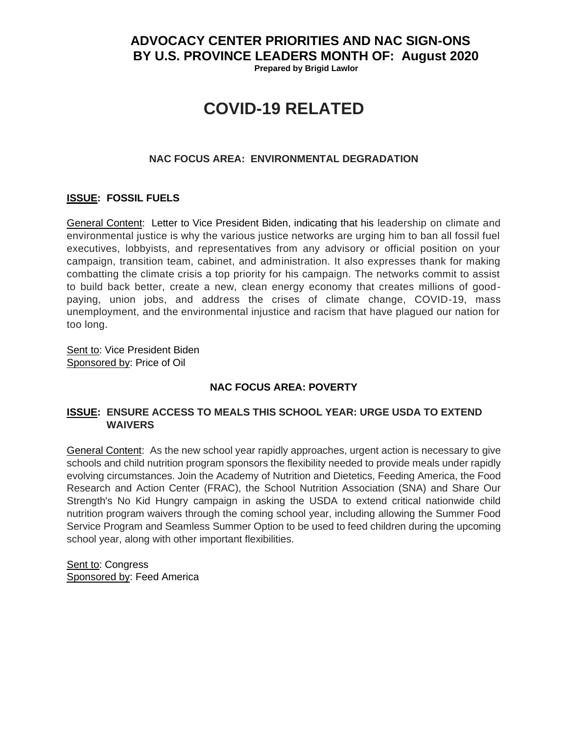# ADVOCACY CENTER PRIORITIES AND NAC SIGN-ONS BY U.S. PROVINCE LEADERS MONTH OF: August 2020

**Prepared by Brigid Lawlor**

# COVID-19 RELATED

### NAC FOCUS AREA: ENVIRONMENTAL DEGRADATION

**ISSUE: FOSSIL FUELS**

General Content: Letter to Vice President Biden, indicating that his leadership on climate and environmental justice is why the various justice networks are urging him to ban all fossil fuel executives, lobbyists, and representatives from any advisory or official position on your campaign, transition team, cabinet, and administration. It also expresses thank for making combatting the climate crisis a top priority for his campaign. The networks commit to assist to build back better, create a new, clean energy economy that creates millions of good-paying, union jobs, and address the crises of climate change, COVID-19, mass unemployment, and the environmental injustice and racism that have plagued our nation for too long.

Sent to: Vice President Biden
Sponsored by: Price of Oil

### NAC FOCUS AREA: POVERTY

**ISSUE: ENSURE ACCESS TO MEALS THIS SCHOOL YEAR: URGE USDA TO EXTEND WAIVERS**

General Content: As the new school year rapidly approaches, urgent action is necessary to give schools and child nutrition program sponsors the flexibility needed to provide meals under rapidly evolving circumstances. Join the Academy of Nutrition and Dietetics, Feeding America, the Food Research and Action Center (FRAC), the School Nutrition Association (SNA) and Share Our Strength's No Kid Hungry campaign in asking the USDA to extend critical nationwide child nutrition program waivers through the coming school year, including allowing the Summer Food Service Program and Seamless Summer Option to be used to feed children during the upcoming school year, along with other important flexibilities.

Sent to: Congress
Sponsored by: Feed America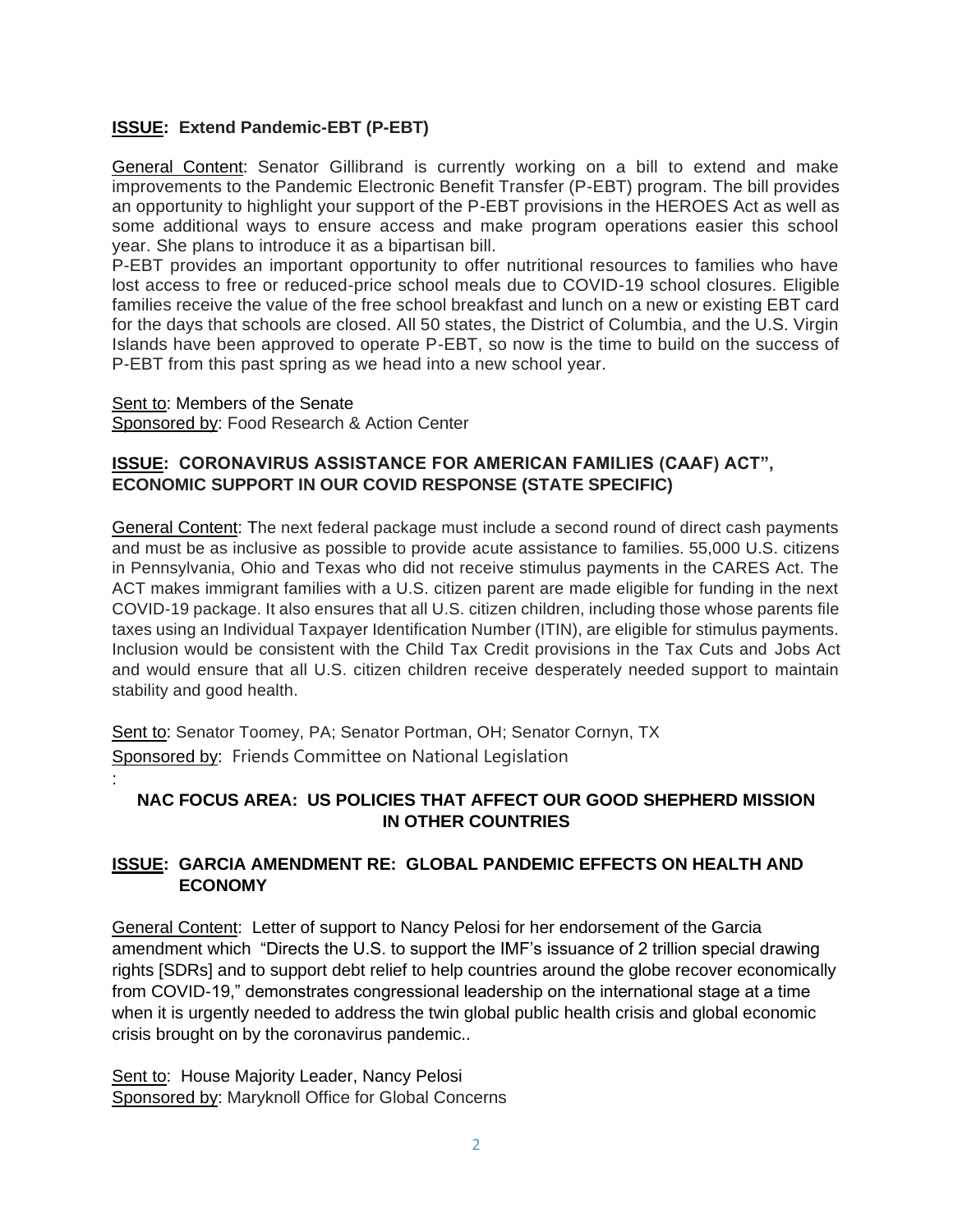**ISSUE: Extend Pandemic-EBT (P-EBT)**

General Content: Senator Gillibrand is currently working on a bill to extend and make improvements to the Pandemic Electronic Benefit Transfer (P-EBT) program. The bill provides an opportunity to highlight your support of the P-EBT provisions in the HEROES Act as well as some additional ways to ensure access and make program operations easier this school year. She plans to introduce it as a bipartisan bill.

P-EBT provides an important opportunity to offer nutritional resources to families who have lost access to free or reduced-price school meals due to COVID-19 school closures. Eligible families receive the value of the free school breakfast and lunch on a new or existing EBT card for the days that schools are closed. All 50 states, the District of Columbia, and the U.S. Virgin Islands have been approved to operate P-EBT, so now is the time to build on the success of P-EBT from this past spring as we head into a new school year.

Sent to: Members of the Senate
Sponsored by: Food Research & Action Center

**ISSUE: CORONAVIRUS ASSISTANCE FOR AMERICAN FAMILIES (CAAF) ACT", ECONOMIC SUPPORT IN OUR COVID RESPONSE (STATE SPECIFIC)**

General Content: The next federal package must include a second round of direct cash payments and must be as inclusive as possible to provide acute assistance to families. 55,000 U.S. citizens in Pennsylvania, Ohio and Texas who did not receive stimulus payments in the CARES Act. The ACT makes immigrant families with a U.S. citizen parent are made eligible for funding in the next COVID-19 package. It also ensures that all U.S. citizen children, including those whose parents file taxes using an Individual Taxpayer Identification Number (ITIN), are eligible for stimulus payments. Inclusion would be consistent with the Child Tax Credit provisions in the Tax Cuts and Jobs Act and would ensure that all U.S. citizen children receive desperately needed support to maintain stability and good health.

Sent to: Senator Toomey, PA; Senator Portman, OH; Senator Cornyn, TX
Sponsored by: Friends Committee on National Legislation
:

## NAC FOCUS AREA: US POLICIES THAT AFFECT OUR GOOD SHEPHERD MISSION IN OTHER COUNTRIES

**ISSUE: GARCIA AMENDMENT RE: GLOBAL PANDEMIC EFFECTS ON HEALTH AND ECONOMY**

General Content: Letter of support to Nancy Pelosi for her endorsement of the Garcia amendment which "Directs the U.S. to support the IMF's issuance of 2 trillion special drawing rights [SDRs] and to support debt relief to help countries around the globe recover economically from COVID-19," demonstrates congressional leadership on the international stage at a time when it is urgently needed to address the twin global public health crisis and global economic crisis brought on by the coronavirus pandemic..

Sent to: House Majority Leader, Nancy Pelosi
Sponsored by: Maryknoll Office for Global Concerns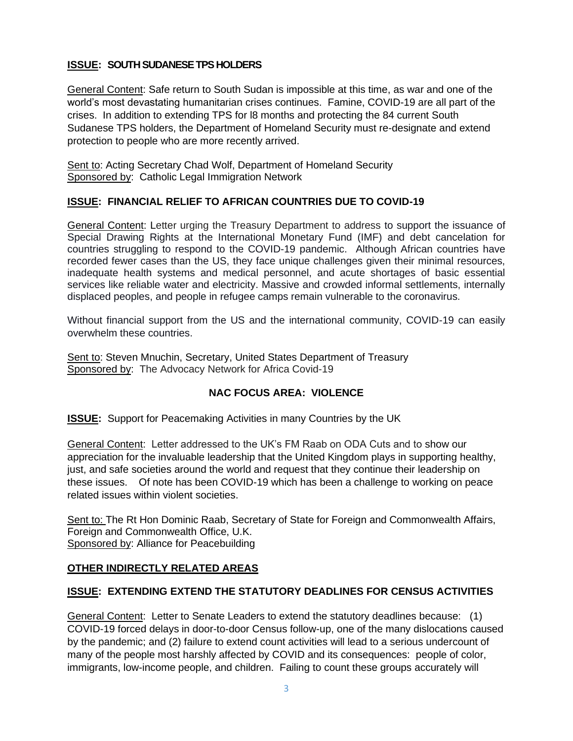**ISSUE: SOUTH SUDANESE TPS HOLDERS**

General Content: Safe return to South Sudan is impossible at this time, as war and one of the world's most devastating humanitarian crises continues. Famine, COVID-19 are all part of the crises. In addition to extending TPS for l8 months and protecting the 84 current South Sudanese TPS holders, the Department of Homeland Security must re-designate and extend protection to people who are more recently arrived.

Sent to: Acting Secretary Chad Wolf, Department of Homeland Security
Sponsored by: Catholic Legal Immigration Network

**ISSUE: FINANCIAL RELIEF TO AFRICAN COUNTRIES DUE TO COVID-19**

General Content: Letter urging the Treasury Department to address to support the issuance of Special Drawing Rights at the International Monetary Fund (IMF) and debt cancelation for countries struggling to respond to the COVID-19 pandemic. Although African countries have recorded fewer cases than the US, they face unique challenges given their minimal resources, inadequate health systems and medical personnel, and acute shortages of basic essential services like reliable water and electricity. Massive and crowded informal settlements, internally displaced peoples, and people in refugee camps remain vulnerable to the coronavirus.

Without financial support from the US and the international community, COVID-19 can easily overwhelm these countries.

Sent to: Steven Mnuchin, Secretary, United States Department of Treasury
Sponsored by: The Advocacy Network for Africa Covid-19

## NAC FOCUS AREA: VIOLENCE

**ISSUE:** Support for Peacemaking Activities in many Countries by the UK

General Content: Letter addressed to the UK's FM Raab on ODA Cuts and to show our appreciation for the invaluable leadership that the United Kingdom plays in supporting healthy, just, and safe societies around the world and request that they continue their leadership on these issues. Of note has been COVID-19 which has been a challenge to working on peace related issues within violent societies.

Sent to: The Rt Hon Dominic Raab, Secretary of State for Foreign and Commonwealth Affairs, Foreign and Commonwealth Office, U.K.
Sponsored by: Alliance for Peacebuilding

## OTHER INDIRECTLY RELATED AREAS

**ISSUE: EXTENDING EXTEND THE STATUTORY DEADLINES FOR CENSUS ACTIVITIES**

General Content: Letter to Senate Leaders to extend the statutory deadlines because: (1) COVID-19 forced delays in door-to-door Census follow-up, one of the many dislocations caused by the pandemic; and (2) failure to extend count activities will lead to a serious undercount of many of the people most harshly affected by COVID and its consequences: people of color, immigrants, low-income people, and children. Failing to count these groups accurately will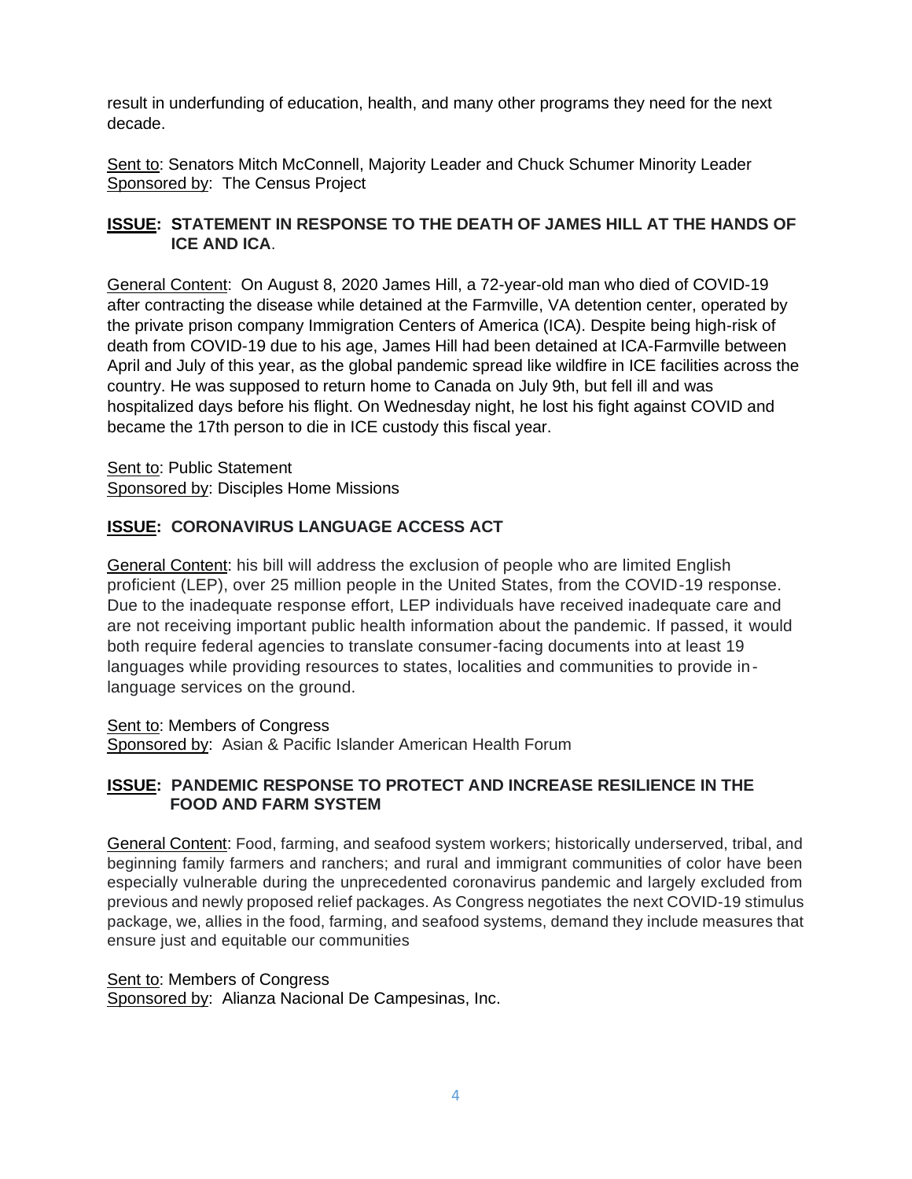result in underfunding of education, health, and many other programs they need for the next decade.

Sent to: Senators Mitch McConnell, Majority Leader and Chuck Schumer Minority Leader
Sponsored by: The Census Project

**ISSUE: STATEMENT IN RESPONSE TO THE DEATH OF JAMES HILL AT THE HANDS OF ICE AND ICA**.

General Content: On August 8, 2020 James Hill, a 72-year-old man who died of COVID-19 after contracting the disease while detained at the Farmville, VA detention center, operated by the private prison company Immigration Centers of America (ICA). Despite being high-risk of death from COVID-19 due to his age, James Hill had been detained at ICA-Farmville between April and July of this year, as the global pandemic spread like wildfire in ICE facilities across the country. He was supposed to return home to Canada on July 9th, but fell ill and was hospitalized days before his flight. On Wednesday night, he lost his fight against COVID and became the 17th person to die in ICE custody this fiscal year.

Sent to: Public Statement
Sponsored by: Disciples Home Missions

**ISSUE: CORONAVIRUS LANGUAGE ACCESS ACT**

General Content: his bill will address the exclusion of people who are limited English proficient (LEP), over 25 million people in the United States, from the COVID-19 response. Due to the inadequate response effort, LEP individuals have received inadequate care and are not receiving important public health information about the pandemic. If passed, it would both require federal agencies to translate consumer-facing documents into at least 19 languages while providing resources to states, localities and communities to provide in-language services on the ground.

Sent to: Members of Congress
Sponsored by: Asian & Pacific Islander American Health Forum

**ISSUE: PANDEMIC RESPONSE TO PROTECT AND INCREASE RESILIENCE IN THE FOOD AND FARM SYSTEM**

General Content: Food, farming, and seafood system workers; historically underserved, tribal, and beginning family farmers and ranchers; and rural and immigrant communities of color have been especially vulnerable during the unprecedented coronavirus pandemic and largely excluded from previous and newly proposed relief packages. As Congress negotiates the next COVID-19 stimulus package, we, allies in the food, farming, and seafood systems, demand they include measures that ensure just and equitable our communities

Sent to: Members of Congress
Sponsored by: Alianza Nacional De Campesinas, Inc.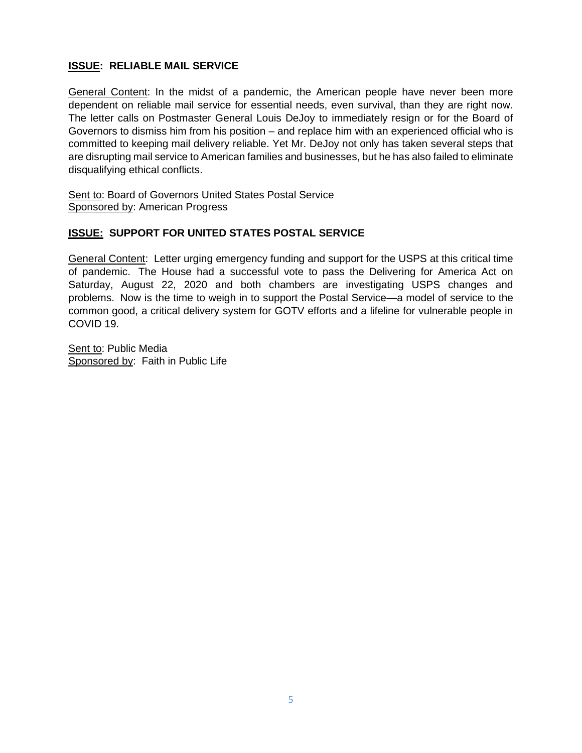**ISSUE: RELIABLE MAIL SERVICE**

General Content: In the midst of a pandemic, the American people have never been more dependent on reliable mail service for essential needs, even survival, than they are right now. The letter calls on Postmaster General Louis DeJoy to immediately resign or for the Board of Governors to dismiss him from his position – and replace him with an experienced official who is committed to keeping mail delivery reliable. Yet Mr. DeJoy not only has taken several steps that are disrupting mail service to American families and businesses, but he has also failed to eliminate disqualifying ethical conflicts.

Sent to: Board of Governors United States Postal Service
Sponsored by: American Progress

**ISSUE: SUPPORT FOR UNITED STATES POSTAL SERVICE**

General Content: Letter urging emergency funding and support for the USPS at this critical time of pandemic. The House had a successful vote to pass the Delivering for America Act on Saturday, August 22, 2020 and both chambers are investigating USPS changes and problems. Now is the time to weigh in to support the Postal Service—a model of service to the common good, a critical delivery system for GOTV efforts and a lifeline for vulnerable people in COVID 19.

Sent to: Public Media
Sponsored by: Faith in Public Life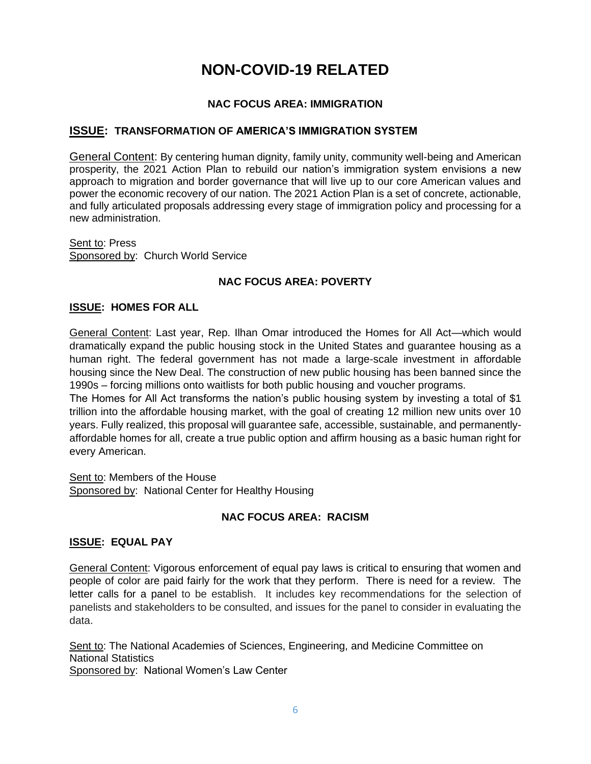# NON-COVID-19 RELATED

### NAC FOCUS AREA: IMMIGRATION

## ISSUE: TRANSFORMATION OF AMERICA'S IMMIGRATION SYSTEM

General Content: By centering human dignity, family unity, community well-being and American prosperity, the 2021 Action Plan to rebuild our nation's immigration system envisions a new approach to migration and border governance that will live up to our core American values and power the economic recovery of our nation. The 2021 Action Plan is a set of concrete, actionable, and fully articulated proposals addressing every stage of immigration policy and processing for a new administration.

Sent to: Press
Sponsored by: Church World Service

### NAC FOCUS AREA: POVERTY

## ISSUE: HOMES FOR ALL

General Content: Last year, Rep. Ilhan Omar introduced the Homes for All Act—which would dramatically expand the public housing stock in the United States and guarantee housing as a human right. The federal government has not made a large-scale investment in affordable housing since the New Deal. The construction of new public housing has been banned since the 1990s – forcing millions onto waitlists for both public housing and voucher programs.

The Homes for All Act transforms the nation's public housing system by investing a total of $1 trillion into the affordable housing market, with the goal of creating 12 million new units over 10 years. Fully realized, this proposal will guarantee safe, accessible, sustainable, and permanently-affordable homes for all, create a true public option and affirm housing as a basic human right for every American.

Sent to: Members of the House
Sponsored by: National Center for Healthy Housing

### NAC FOCUS AREA: RACISM

## ISSUE: EQUAL PAY

General Content: Vigorous enforcement of equal pay laws is critical to ensuring that women and people of color are paid fairly for the work that they perform. There is need for a review. The letter calls for a panel to be establish. It includes key recommendations for the selection of panelists and stakeholders to be consulted, and issues for the panel to consider in evaluating the data.

Sent to: The National Academies of Sciences, Engineering, and Medicine Committee on National Statistics
Sponsored by: National Women's Law Center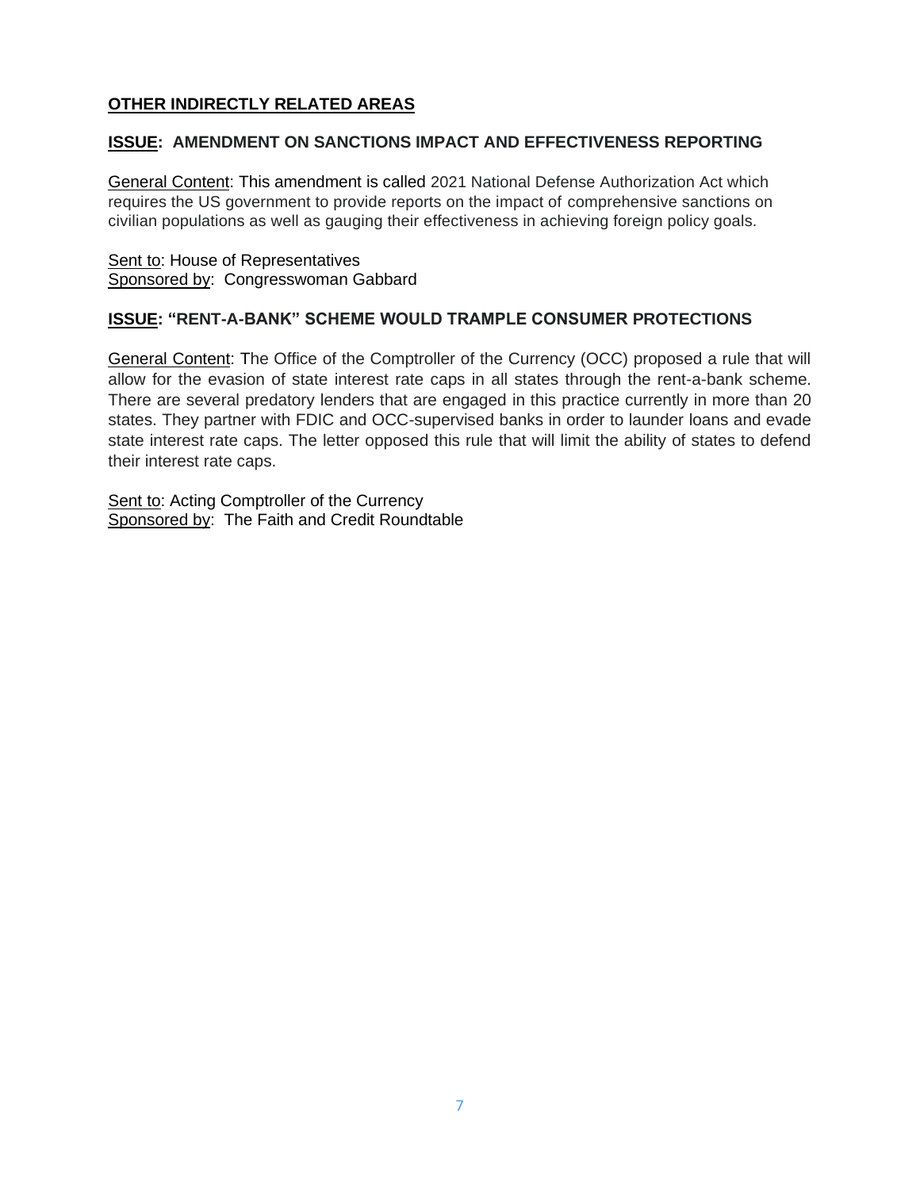## OTHER INDIRECTLY RELATED AREAS

### ISSUE: AMENDMENT ON SANCTIONS IMPACT AND EFFECTIVENESS REPORTING

General Content: This amendment is called 2021 National Defense Authorization Act which requires the US government to provide reports on the impact of comprehensive sanctions on civilian populations as well as gauging their effectiveness in achieving foreign policy goals.

Sent to: House of Representatives
Sponsored by: Congresswoman Gabbard

### ISSUE: "RENT-A-BANK" SCHEME WOULD TRAMPLE CONSUMER PROTECTIONS

General Content: The Office of the Comptroller of the Currency (OCC) proposed a rule that will allow for the evasion of state interest rate caps in all states through the rent-a-bank scheme. There are several predatory lenders that are engaged in this practice currently in more than 20 states. They partner with FDIC and OCC-supervised banks in order to launder loans and evade state interest rate caps. The letter opposed this rule that will limit the ability of states to defend their interest rate caps.

Sent to: Acting Comptroller of the Currency
Sponsored by: The Faith and Credit Roundtable